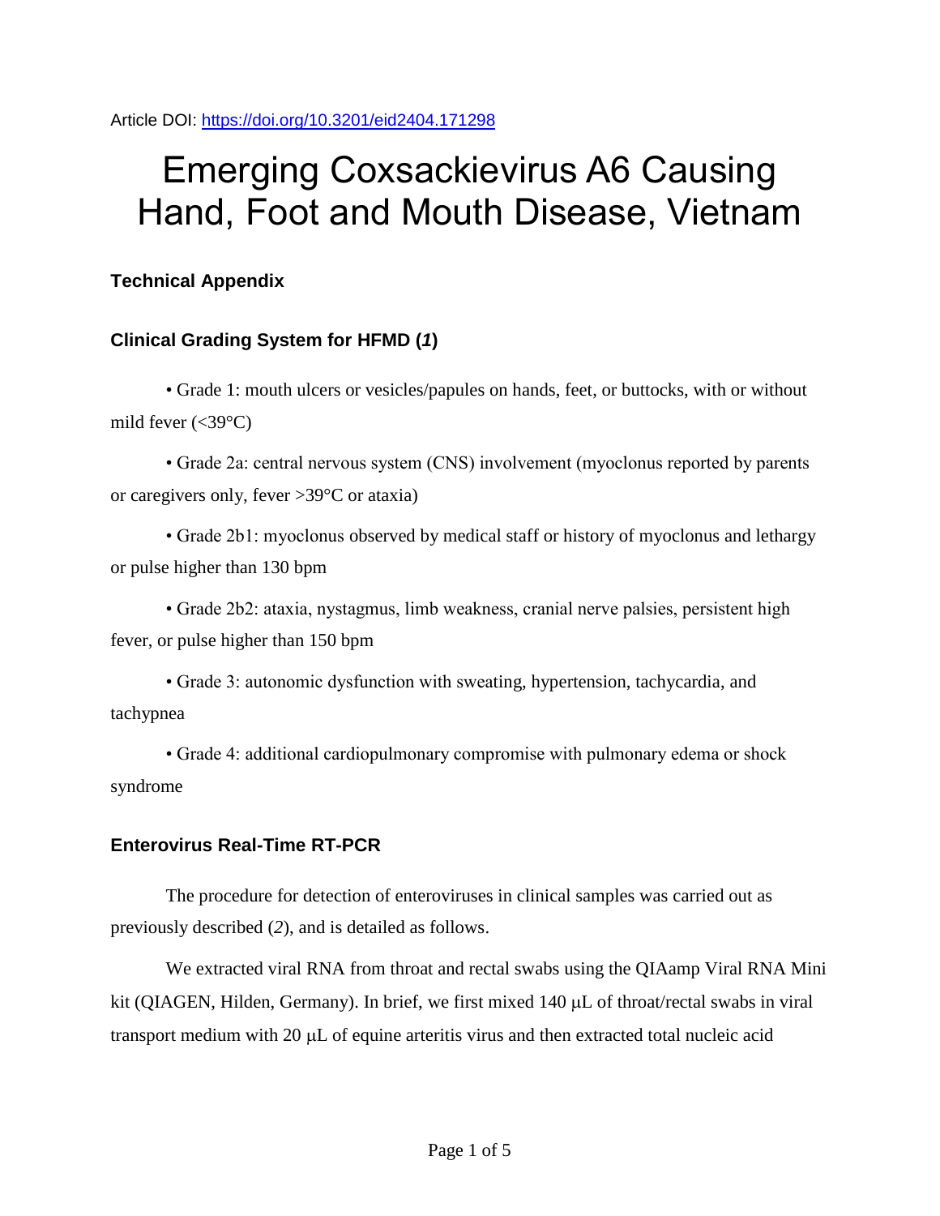Article DOI: https://doi.org/10.3201/eid2404.171298

# Emerging Coxsackievirus A6 Causing Hand, Foot and Mouth Disease, Vietnam

## Technical Appendix

### Clinical Grading System for HFMD (*1*)

- Grade 1: mouth ulcers or vesicles/papules on hands, feet, or buttocks, with or without mild fever (<39°C)
- Grade 2a: central nervous system (CNS) involvement (myoclonus reported by parents or caregivers only, fever >39°C or ataxia)
- Grade 2b1: myoclonus observed by medical staff or history of myoclonus and lethargy or pulse higher than 130 bpm
- Grade 2b2: ataxia, nystagmus, limb weakness, cranial nerve palsies, persistent high fever, or pulse higher than 150 bpm
- Grade 3: autonomic dysfunction with sweating, hypertension, tachycardia, and tachypnea
- Grade 4: additional cardiopulmonary compromise with pulmonary edema or shock syndrome

### Enterovirus Real-Time RT-PCR

The procedure for detection of enteroviruses in clinical samples was carried out as previously described (*2*), and is detailed as follows.

We extracted viral RNA from throat and rectal swabs using the QIAamp Viral RNA Mini kit (QIAGEN, Hilden, Germany). In brief, we first mixed 140 μL of throat/rectal swabs in viral transport medium with 20 μL of equine arteritis virus and then extracted total nucleic acid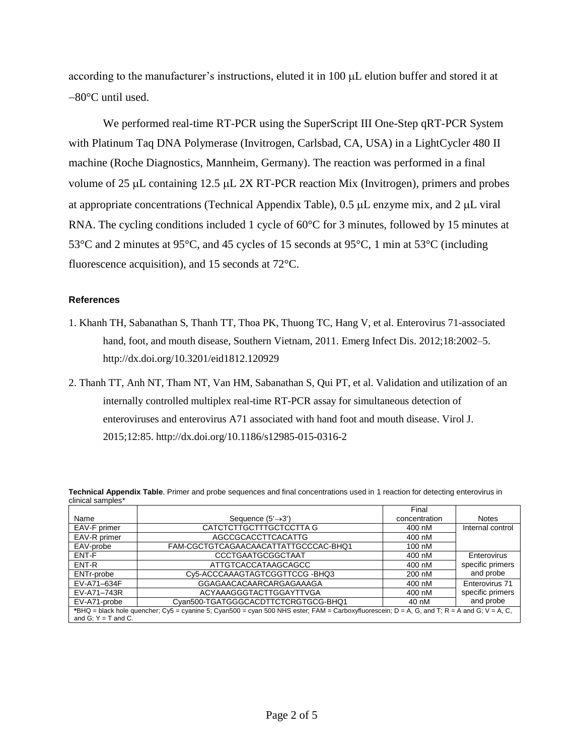according to the manufacturer's instructions, eluted it in 100 μL elution buffer and stored it at –80°C until used.

We performed real-time RT-PCR using the SuperScript III One-Step qRT-PCR System with Platinum Taq DNA Polymerase (Invitrogen, Carlsbad, CA, USA) in a LightCycler 480 II machine (Roche Diagnostics, Mannheim, Germany). The reaction was performed in a final volume of 25 μL containing 12.5 μL 2X RT-PCR reaction Mix (Invitrogen), primers and probes at appropriate concentrations (Technical Appendix Table), 0.5 μL enzyme mix, and 2 μL viral RNA. The cycling conditions included 1 cycle of 60°C for 3 minutes, followed by 15 minutes at 53°C and 2 minutes at 95°C, and 45 cycles of 15 seconds at 95°C, 1 min at 53°C (including fluorescence acquisition), and 15 seconds at 72°C.

### References

1. Khanh TH, Sabanathan S, Thanh TT, Thoa PK, Thuong TC, Hang V, et al. Enterovirus 71-associated hand, foot, and mouth disease, Southern Vietnam, 2011. Emerg Infect Dis. 2012;18:2002–5. http://dx.doi.org/10.3201/eid1812.120929

2. Thanh TT, Anh NT, Tham NT, Van HM, Sabanathan S, Qui PT, et al. Validation and utilization of an internally controlled multiplex real-time RT-PCR assay for simultaneous detection of enteroviruses and enterovirus A71 associated with hand foot and mouth disease. Virol J. 2015;12:85. http://dx.doi.org/10.1186/s12985-015-0316-2

**Technical Appendix Table**. Primer and probe sequences and final concentrations used in 1 reaction for detecting enterovirus in clinical samples*

| Name | Sequence (5′→3′) | Final concentration | Notes |
|---|---|---|---|
| EAV-F primer | CATCTCTTGCTTTGCTCCTTA G | 400 nM | Internal control |
| EAV-R primer | AGCCGCACCTTCACATTG | 400 nM | |
| EAV-probe | FAM-CGCTGTCAGAACAACATTATTGCCCAC-BHQ1 | 100 nM | |
| ENT-F | CCCTGAATGCGGCTAAT | 400 nM | Enterovirus specific primers and probe |
| ENT-R | ATTGTCACCATAAGCAGCC | 400 nM | |
| ENTr-probe | Cy5-ACCCAAAGTAGTCGGTTCCG -BHQ3 | 200 nM | |
| EV-A71–634F | GGAGAACACAARCARGAGAAAGA | 400 nM | Enterovirus 71 specific primers and probe |
| EV-A71–743R | ACYAAAGGGTACTTGGAYTTVGA | 400 nM | |
| EV-A71-probe | Cyan500-TGATGGGCACDTTCTCRGTGCG-BHQ1 | 40 nM | |

***BHQ = black hole quencher; Cy5 = cyanine 5; Cyan500 = cyan 500 NHS ester; FAM = Carboxyfluorescein; D = A, G, and T; R = A and G; V = A, C, and G; Y = T and C.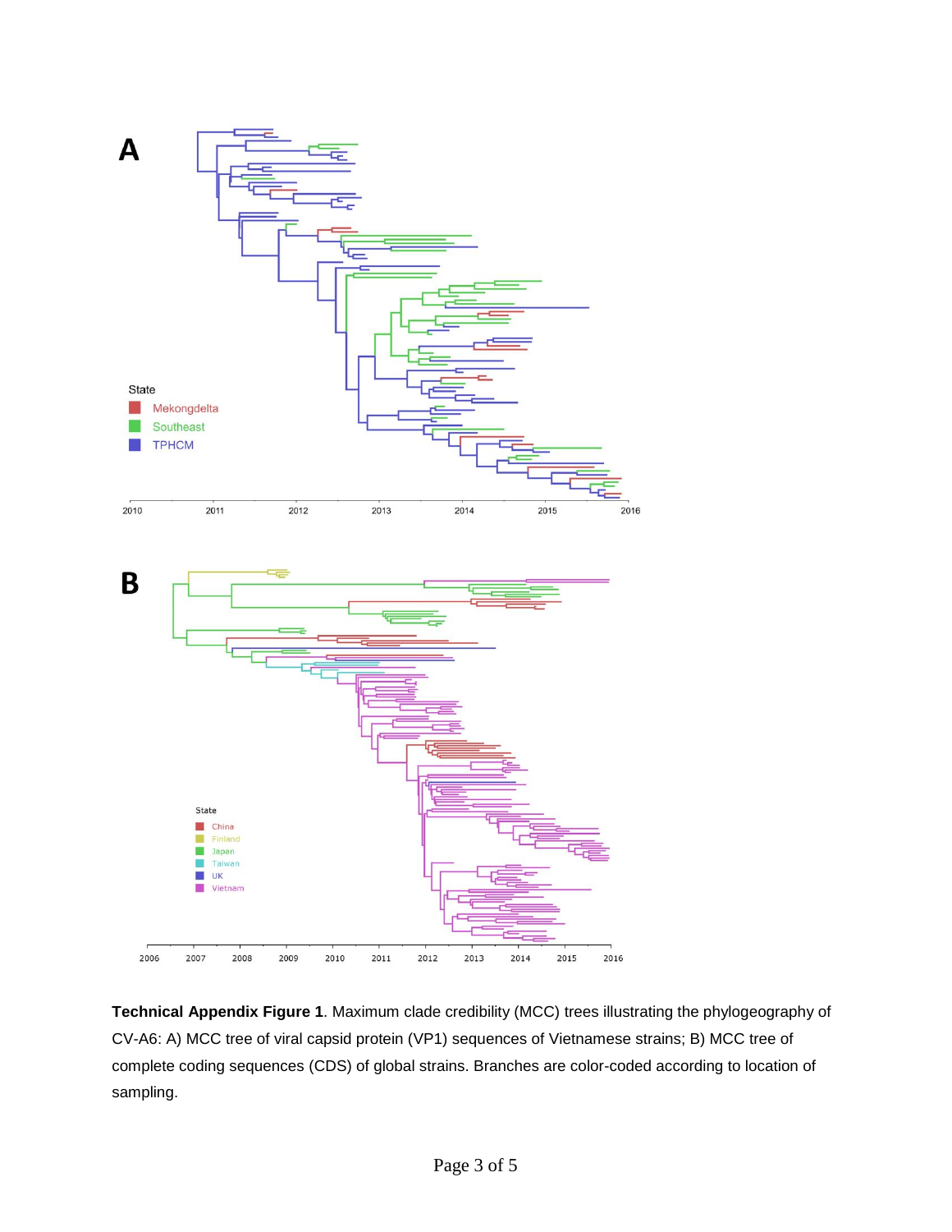**Technical Appendix Figure 1**. Maximum clade credibility (MCC) trees illustrating the phylogeography of CV-A6: A) MCC tree of viral capsid protein (VP1) sequences of Vietnamese strains; B) MCC tree of complete coding sequences (CDS) of global strains. Branches are color-coded according to location of sampling.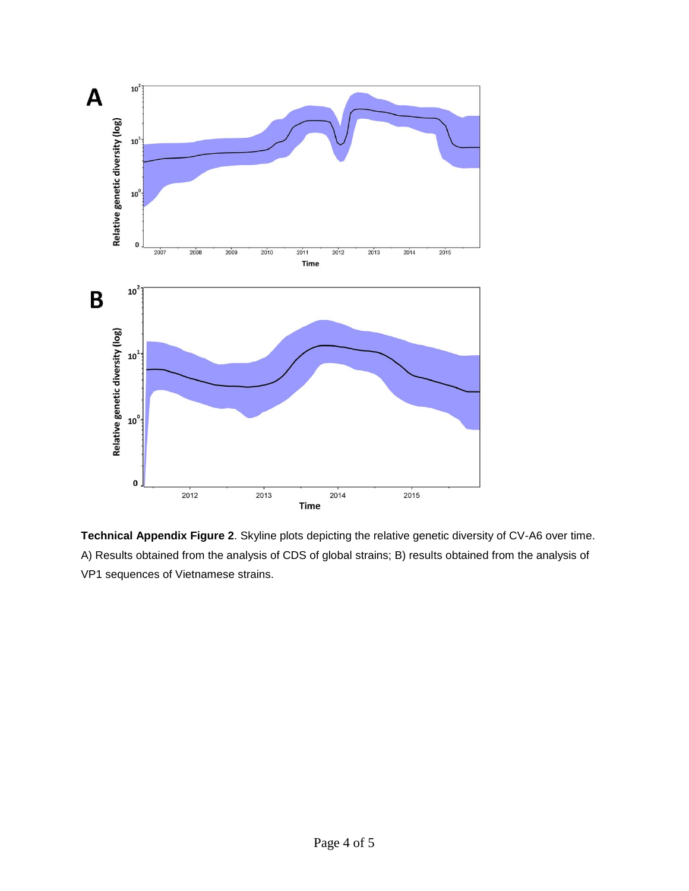**Technical Appendix Figure 2**. Skyline plots depicting the relative genetic diversity of CV-A6 over time. A) Results obtained from the analysis of CDS of global strains; B) results obtained from the analysis of VP1 sequences of Vietnamese strains.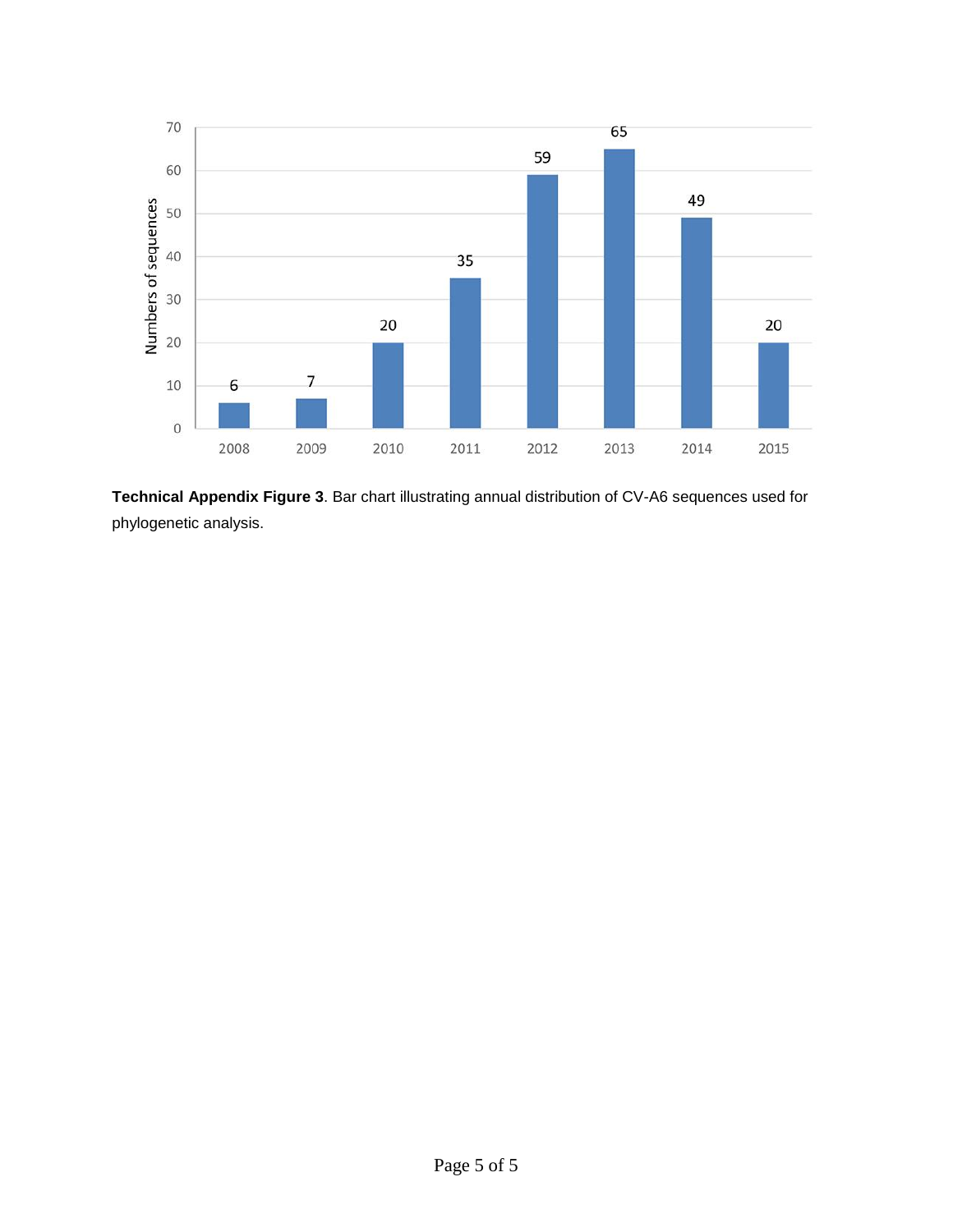Numbers of sequences

70
60
50
40
30
20
10
0

6
7
20
35
59
65
49
20

2008
2009
2010
2011
2012
2013
2014
2015

**Technical Appendix Figure 3**. Bar chart illustrating annual distribution of CV-A6 sequences used for phylogenetic analysis.